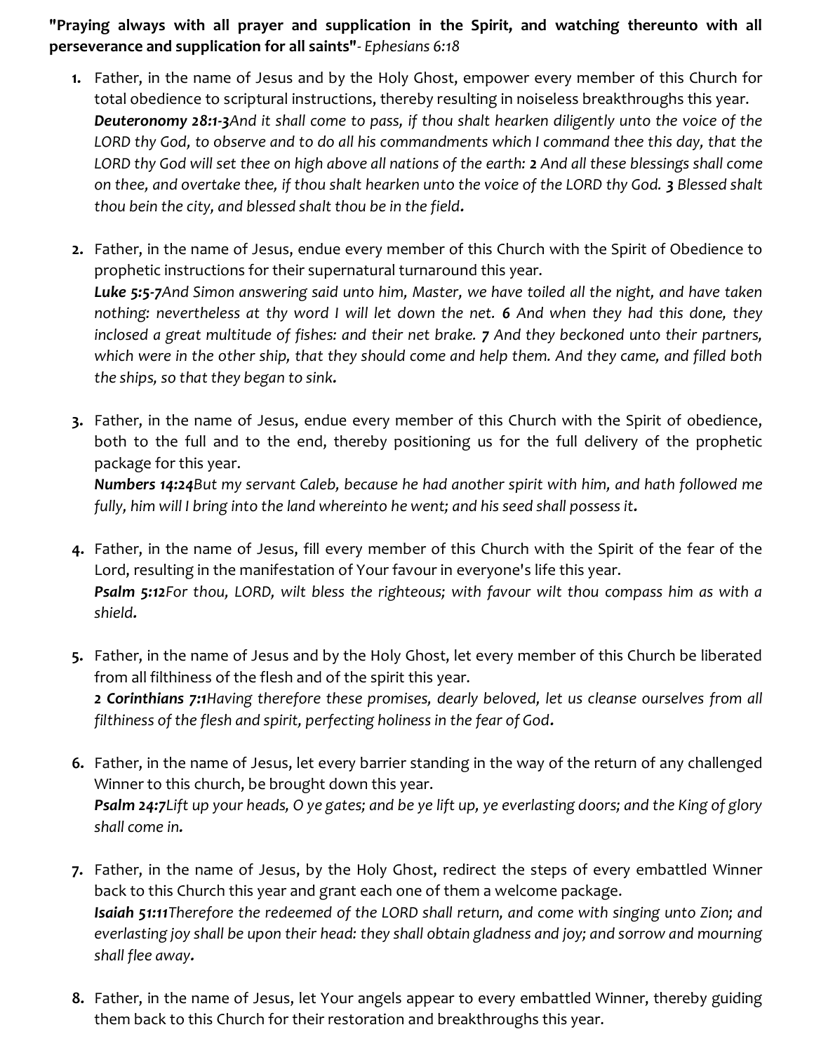**"Praying always with all prayer and supplication in the Spirit, and watching thereunto with all perseverance and supplication for all saints"**- *Ephesians 6:18*

1. Father, in the name of Jesus and by the Holy Ghost, empower every member of this Church for total obedience to scriptural instructions, thereby resulting in noiseless breakthroughs this year.
   ***Deuteronomy 28:1-3****And it shall come to pass, if thou shalt hearken diligently unto the voice of the LORD thy God, to observe and to do all his commandments which I command thee this day, that the LORD thy God will set thee on high above all nations of the earth:* **2** *And all these blessings shall come on thee, and overtake thee, if thou shalt hearken unto the voice of the LORD thy God.* ***3*** *Blessed shalt thou bein the city, and blessed shalt thou be in the field.*

2. Father, in the name of Jesus, endue every member of this Church with the Spirit of Obedience to prophetic instructions for their supernatural turnaround this year.
   ***Luke 5:5-7****And Simon answering said unto him, Master, we have toiled all the night, and have taken nothing: nevertheless at thy word I will let down the net.* ***6*** *And when they had this done, they inclosed a great multitude of fishes: and their net brake.* ***7*** *And they beckoned unto their partners, which were in the other ship, that they should come and help them. And they came, and filled both the ships, so that they began to sink.*

3. Father, in the name of Jesus, endue every member of this Church with the Spirit of obedience, both to the full and to the end, thereby positioning us for the full delivery of the prophetic package for this year.
   ***Numbers 14:24****But my servant Caleb, because he had another spirit with him, and hath followed me fully, him will I bring into the land whereinto he went; and his seed shall possess it.*

4. Father, in the name of Jesus, fill every member of this Church with the Spirit of the fear of the Lord, resulting in the manifestation of Your favour in everyone's life this year.
   ***Psalm 5:12****For thou, LORD, wilt bless the righteous; with favour wilt thou compass him as with a shield.*

5. Father, in the name of Jesus and by the Holy Ghost, let every member of this Church be liberated from all filthiness of the flesh and of the spirit this year.
   ***2 Corinthians 7:1****Having therefore these promises, dearly beloved, let us cleanse ourselves from all filthiness of the flesh and spirit, perfecting holiness in the fear of God.*

6. Father, in the name of Jesus, let every barrier standing in the way of the return of any challenged Winner to this church, be brought down this year.
   ***Psalm 24:7****Lift up your heads, O ye gates; and be ye lift up, ye everlasting doors; and the King of glory shall come in.*

7. Father, in the name of Jesus, by the Holy Ghost, redirect the steps of every embattled Winner back to this Church this year and grant each one of them a welcome package.
   ***Isaiah 51:11****Therefore the redeemed of the LORD shall return, and come with singing unto Zion; and everlasting joy shall be upon their head: they shall obtain gladness and joy; and sorrow and mourning shall flee away.*

8. Father, in the name of Jesus, let Your angels appear to every embattled Winner, thereby guiding them back to this Church for their restoration and breakthroughs this year.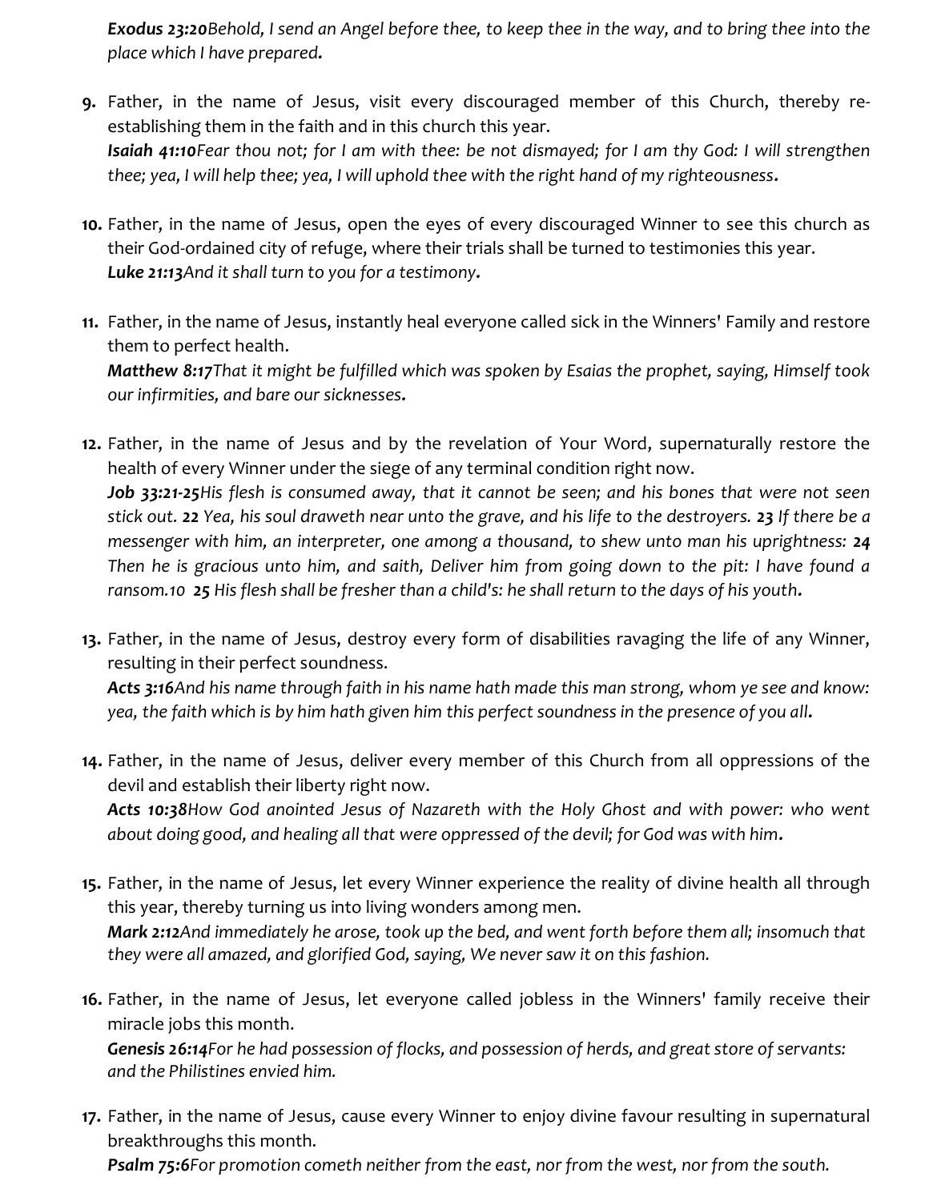***Exodus 23:20****Behold, I send an Angel before thee, to keep thee in the way, and to bring thee into the place which I have prepared.*

9. Father, in the name of Jesus, visit every discouraged member of this Church, thereby re-establishing them in the faith and in this church this year.
***Isaiah 41:10****Fear thou not; for I am with thee: be not dismayed; for I am thy God: I will strengthen thee; yea, I will help thee; yea, I will uphold thee with the right hand of my righteousness.*

10. Father, in the name of Jesus, open the eyes of every discouraged Winner to see this church as their God-ordained city of refuge, where their trials shall be turned to testimonies this year.
***Luke 21:13****And it shall turn to you for a testimony.*

11. Father, in the name of Jesus, instantly heal everyone called sick in the Winners' Family and restore them to perfect health.
***Matthew 8:17****That it might be fulfilled which was spoken by Esaias the prophet, saying, Himself took our infirmities, and bare our sicknesses.*

12. Father, in the name of Jesus and by the revelation of Your Word, supernaturally restore the health of every Winner under the siege of any terminal condition right now.
***Job 33:21-25****His flesh is consumed away, that it cannot be seen; and his bones that were not seen stick out.* ***22*** *Yea, his soul draweth near unto the grave, and his life to the destroyers.* ***23*** *If there be a messenger with him, an interpreter, one among a thousand, to shew unto man his uprightness:* ***24*** *Then he is gracious unto him, and saith, Deliver him from going down to the pit: I have found a ransom.10* ***25*** *His flesh shall be fresher than a child's: he shall return to the days of his youth.*

13. Father, in the name of Jesus, destroy every form of disabilities ravaging the life of any Winner, resulting in their perfect soundness.
***Acts 3:16****And his name through faith in his name hath made this man strong, whom ye see and know: yea, the faith which is by him hath given him this perfect soundness in the presence of you all.*

14. Father, in the name of Jesus, deliver every member of this Church from all oppressions of the devil and establish their liberty right now.
***Acts 10:38****How God anointed Jesus of Nazareth with the Holy Ghost and with power: who went about doing good, and healing all that were oppressed of the devil; for God was with him.*

15. Father, in the name of Jesus, let every Winner experience the reality of divine health all through this year, thereby turning us into living wonders among men.
***Mark 2:12****And immediately he arose, took up the bed, and went forth before them all; insomuch that they were all amazed, and glorified God, saying, We never saw it on this fashion.*

16. Father, in the name of Jesus, let everyone called jobless in the Winners' family receive their miracle jobs this month.
***Genesis 26:14****For he had possession of flocks, and possession of herds, and great store of servants: and the Philistines envied him.*

17. Father, in the name of Jesus, cause every Winner to enjoy divine favour resulting in supernatural breakthroughs this month.
***Psalm 75:6****For promotion cometh neither from the east, nor from the west, nor from the south.*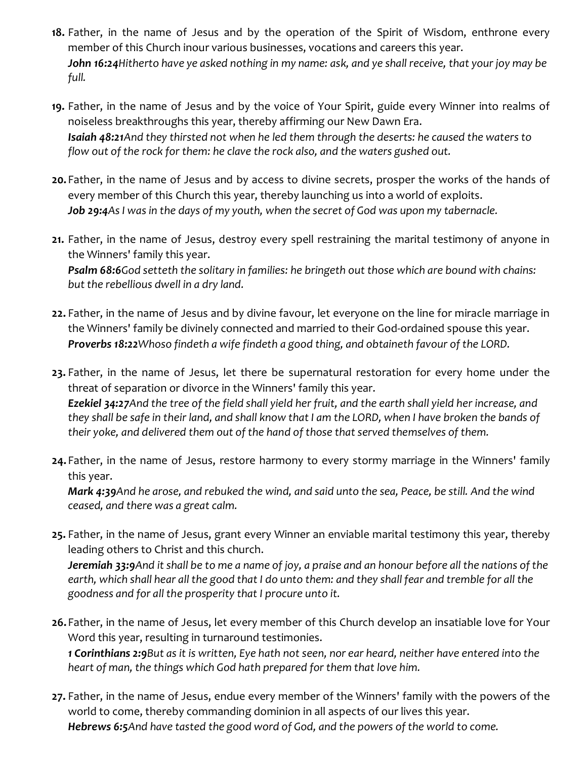18. Father, in the name of Jesus and by the operation of the Spirit of Wisdom, enthrone every member of this Church inour various businesses, vocations and careers this year.
    ***John 16:24****Hitherto have ye asked nothing in my name: ask, and ye shall receive, that your joy may be full.*

19. Father, in the name of Jesus and by the voice of Your Spirit, guide every Winner into realms of noiseless breakthroughs this year, thereby affirming our New Dawn Era.
    ***Isaiah 48:21****And they thirsted not when he led them through the deserts: he caused the waters to flow out of the rock for them: he clave the rock also, and the waters gushed out.*

20. Father, in the name of Jesus and by access to divine secrets, prosper the works of the hands of every member of this Church this year, thereby launching us into a world of exploits.
    ***Job 29:4****As I was in the days of my youth, when the secret of God was upon my tabernacle.*

21. Father, in the name of Jesus, destroy every spell restraining the marital testimony of anyone in the Winners' family this year.
    ***Psalm 68:6****God setteth the solitary in families: he bringeth out those which are bound with chains: but the rebellious dwell in a dry land.*

22. Father, in the name of Jesus and by divine favour, let everyone on the line for miracle marriage in the Winners' family be divinely connected and married to their God-ordained spouse this year.
    ***Proverbs 18:22****Whoso findeth a wife findeth a good thing, and obtaineth favour of the LORD.*

23. Father, in the name of Jesus, let there be supernatural restoration for every home under the threat of separation or divorce in the Winners' family this year.
    ***Ezekiel 34:27****And the tree of the field shall yield her fruit, and the earth shall yield her increase, and they shall be safe in their land, and shall know that I am the LORD, when I have broken the bands of their yoke, and delivered them out of the hand of those that served themselves of them.*

24. Father, in the name of Jesus, restore harmony to every stormy marriage in the Winners' family this year.
    ***Mark 4:39****And he arose, and rebuked the wind, and said unto the sea, Peace, be still. And the wind ceased, and there was a great calm.*

25. Father, in the name of Jesus, grant every Winner an enviable marital testimony this year, thereby leading others to Christ and this church.
    ***Jeremiah 33:9****And it shall be to me a name of joy, a praise and an honour before all the nations of the earth, which shall hear all the good that I do unto them: and they shall fear and tremble for all the goodness and for all the prosperity that I procure unto it.*

26. Father, in the name of Jesus, let every member of this Church develop an insatiable love for Your Word this year, resulting in turnaround testimonies.
    ***1 Corinthians 2:9****But as it is written, Eye hath not seen, nor ear heard, neither have entered into the heart of man, the things which God hath prepared for them that love him.*

27. Father, in the name of Jesus, endue every member of the Winners' family with the powers of the world to come, thereby commanding dominion in all aspects of our lives this year.
    ***Hebrews 6:5****And have tasted the good word of God, and the powers of the world to come.*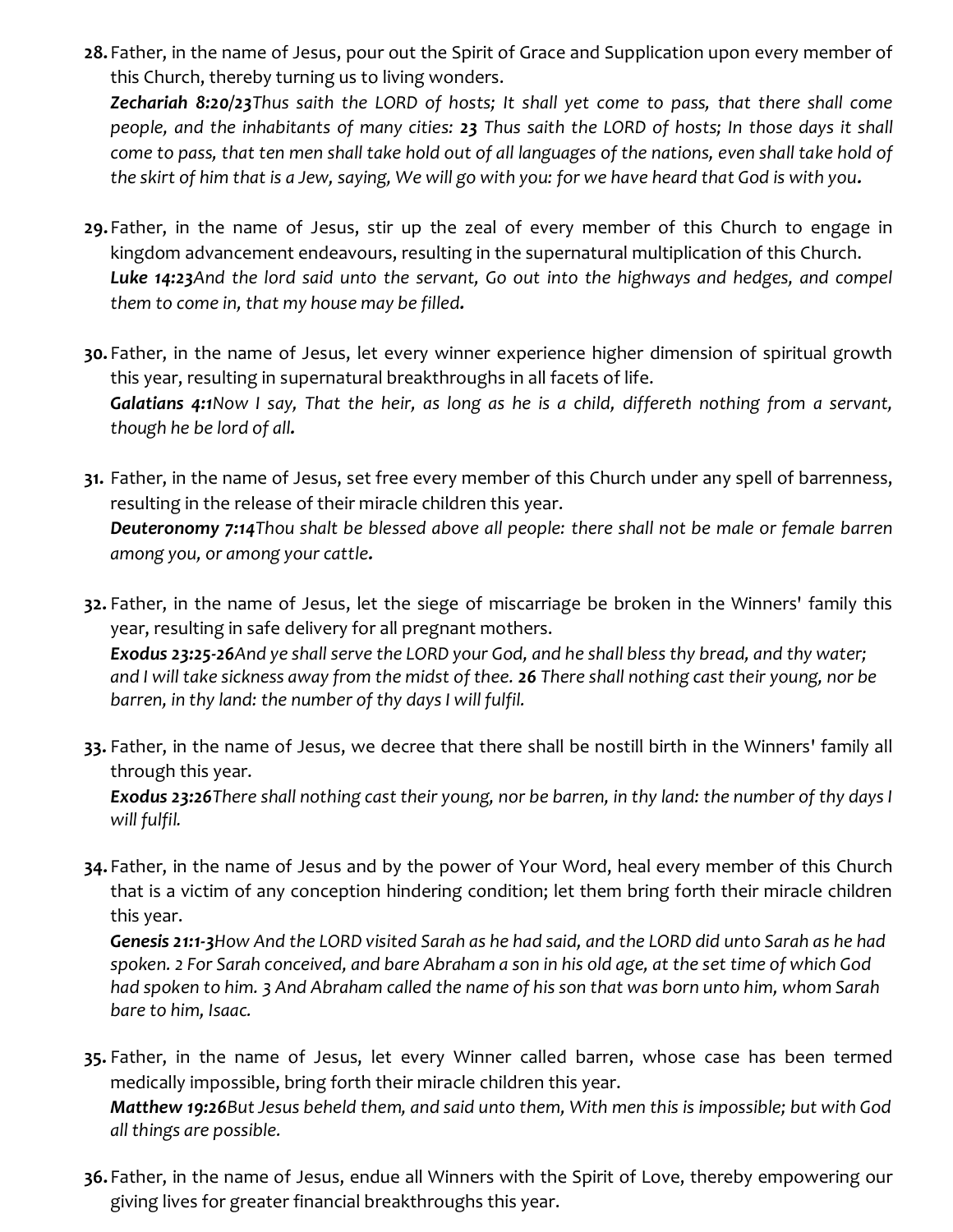28. Father, in the name of Jesus, pour out the Spirit of Grace and Supplication upon every member of this Church, thereby turning us to living wonders.
    ***Zechariah 8:20/23****Thus saith the LORD of hosts; It shall yet come to pass, that there shall come people, and the inhabitants of many cities: **23** Thus saith the LORD of hosts; In those days it shall come to pass, that ten men shall take hold out of all languages of the nations, even shall take hold of the skirt of him that is a Jew, saying, We will go with you: for we have heard that God is with you.*

29. Father, in the name of Jesus, stir up the zeal of every member of this Church to engage in kingdom advancement endeavours, resulting in the supernatural multiplication of this Church.
    ***Luke 14:23****And the lord said unto the servant, Go out into the highways and hedges, and compel them to come in, that my house may be filled.*

30. Father, in the name of Jesus, let every winner experience higher dimension of spiritual growth this year, resulting in supernatural breakthroughs in all facets of life.
    ***Galatians 4:1****Now I say, That the heir, as long as he is a child, differeth nothing from a servant, though he be lord of all.*

31. Father, in the name of Jesus, set free every member of this Church under any spell of barrenness, resulting in the release of their miracle children this year.
    ***Deuteronomy 7:14****Thou shalt be blessed above all people: there shall not be male or female barren among you, or among your cattle.*

32. Father, in the name of Jesus, let the siege of miscarriage be broken in the Winners' family this year, resulting in safe delivery for all pregnant mothers.
    ***Exodus 23:25-26****And ye shall serve the LORD your God, and he shall bless thy bread, and thy water; and I will take sickness away from the midst of thee. **26** There shall nothing cast their young, nor be barren, in thy land: the number of thy days I will fulfil.*

33. Father, in the name of Jesus, we decree that there shall be nostill birth in the Winners' family all through this year.
    ***Exodus 23:26****There shall nothing cast their young, nor be barren, in thy land: the number of thy days I will fulfil.*

34. Father, in the name of Jesus and by the power of Your Word, heal every member of this Church that is a victim of any conception hindering condition; let them bring forth their miracle children this year.
    ***Genesis 21:1-3****How And the LORD visited Sarah as he had said, and the LORD did unto Sarah as he had spoken. 2 For Sarah conceived, and bare Abraham a son in his old age, at the set time of which God had spoken to him. 3 And Abraham called the name of his son that was born unto him, whom Sarah bare to him, Isaac.*

35. Father, in the name of Jesus, let every Winner called barren, whose case has been termed medically impossible, bring forth their miracle children this year.
    ***Matthew 19:26****But Jesus beheld them, and said unto them, With men this is impossible; but with God all things are possible.*

36. Father, in the name of Jesus, endue all Winners with the Spirit of Love, thereby empowering our giving lives for greater financial breakthroughs this year.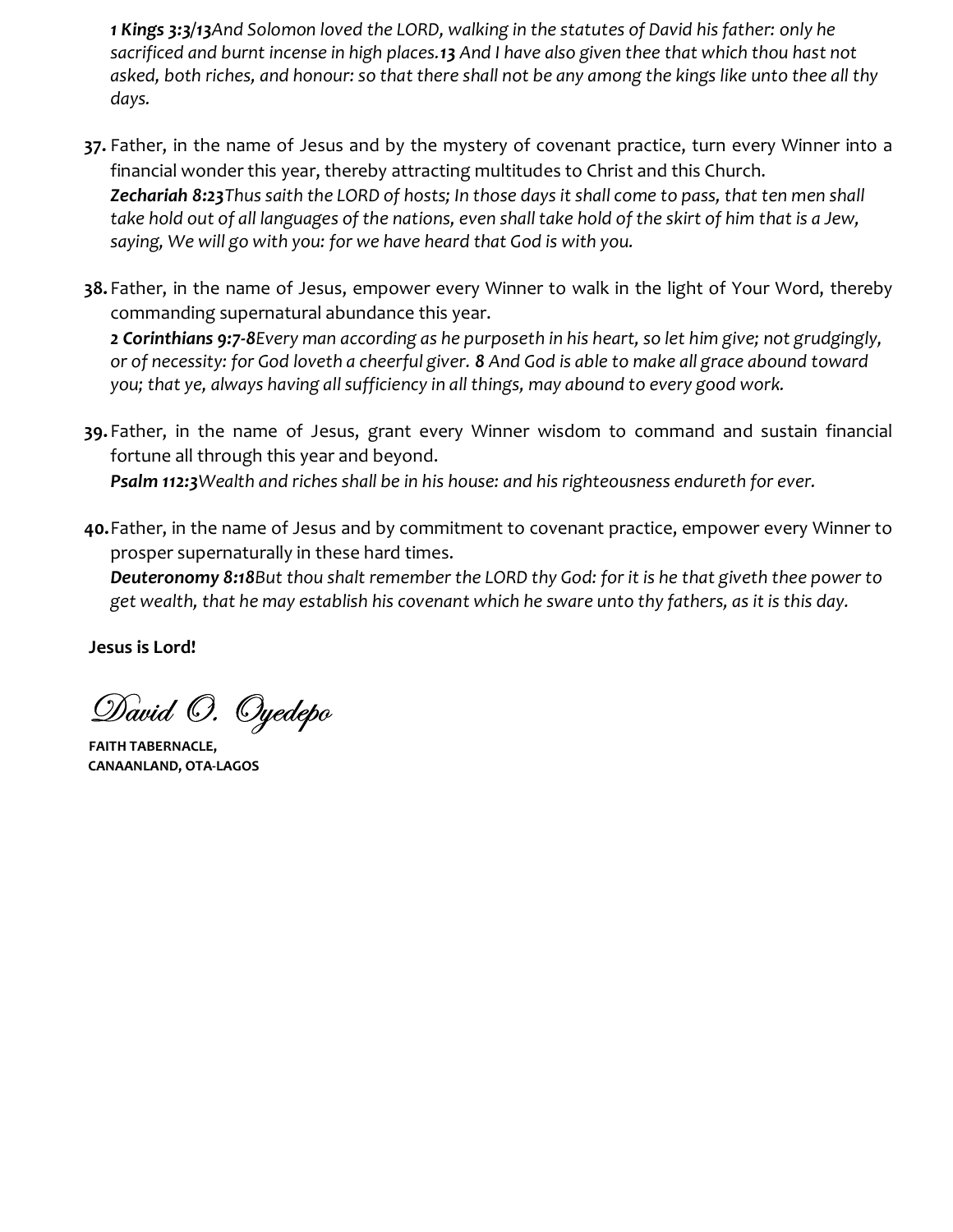***1 Kings 3:3/13****And Solomon loved the LORD, walking in the statutes of David his father: only he sacrificed and burnt incense in high places.****13*** *And I have also given thee that which thou hast not asked, both riches, and honour: so that there shall not be any among the kings like unto thee all thy days.*

37. Father, in the name of Jesus and by the mystery of covenant practice, turn every Winner into a financial wonder this year, thereby attracting multitudes to Christ and this Church.
    ***Zechariah 8:23****Thus saith the LORD of hosts; In those days it shall come to pass, that ten men shall take hold out of all languages of the nations, even shall take hold of the skirt of him that is a Jew, saying, We will go with you: for we have heard that God is with you.*

38. Father, in the name of Jesus, empower every Winner to walk in the light of Your Word, thereby commanding supernatural abundance this year.
    ***2 Corinthians 9:7-8****Every man according as he purposeth in his heart, so let him give; not grudgingly, or of necessity: for God loveth a cheerful giver.* ***8*** *And God is able to make all grace abound toward you; that ye, always having all sufficiency in all things, may abound to every good work.*

39. Father, in the name of Jesus, grant every Winner wisdom to command and sustain financial fortune all through this year and beyond.
    ***Psalm 112:3****Wealth and riches shall be in his house: and his righteousness endureth for ever.*

40. Father, in the name of Jesus and by commitment to covenant practice, empower every Winner to prosper supernaturally in these hard times.
    ***Deuteronomy 8:18****But thou shalt remember the LORD thy God: for it is he that giveth thee power to get wealth, that he may establish his covenant which he sware unto thy fathers, as it is this day.*

**Jesus is Lord!**

*David O. Oyedepo*

**FAITH TABERNACLE,**
**CANAANLAND, OTA-LAGOS**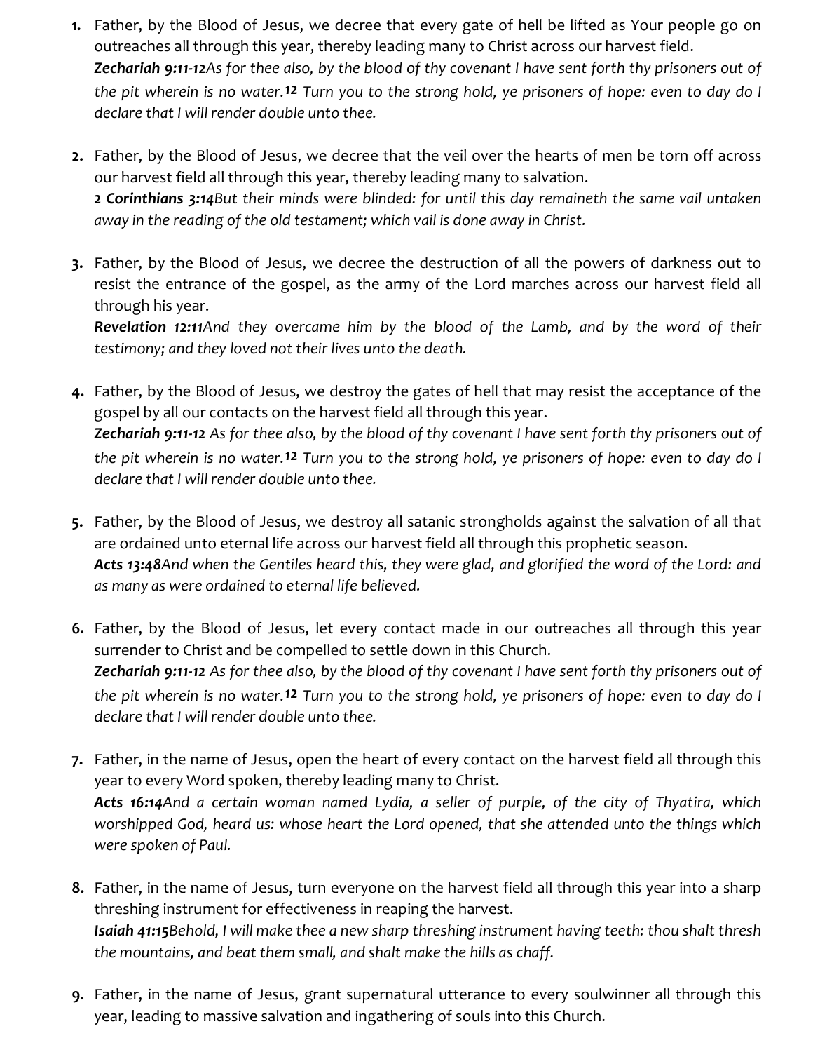1. Father, by the Blood of Jesus, we decree that every gate of hell be lifted as Your people go on outreaches all through this year, thereby leading many to Christ across our harvest field.
   ***Zechariah 9:11-12****As for thee also, by the blood of thy covenant I have sent forth thy prisoners out of the pit wherein is no water.* **12** *Turn you to the strong hold, ye prisoners of hope: even to day do I declare that I will render double unto thee.*

2. Father, by the Blood of Jesus, we decree that the veil over the hearts of men be torn off across our harvest field all through this year, thereby leading many to salvation.
   ***2 Corinthians 3:14****But their minds were blinded: for until this day remaineth the same vail untaken away in the reading of the old testament; which vail is done away in Christ.*

3. Father, by the Blood of Jesus, we decree the destruction of all the powers of darkness out to resist the entrance of the gospel, as the army of the Lord marches across our harvest field all through his year.
   ***Revelation 12:11****And they overcame him by the blood of the Lamb, and by the word of their testimony; and they loved not their lives unto the death.*

4. Father, by the Blood of Jesus, we destroy the gates of hell that may resist the acceptance of the gospel by all our contacts on the harvest field all through this year.
   ***Zechariah 9:11-12*** *As for thee also, by the blood of thy covenant I have sent forth thy prisoners out of the pit wherein is no water.* **12** *Turn you to the strong hold, ye prisoners of hope: even to day do I declare that I will render double unto thee.*

5. Father, by the Blood of Jesus, we destroy all satanic strongholds against the salvation of all that are ordained unto eternal life across our harvest field all through this prophetic season.
   ***Acts 13:48****And when the Gentiles heard this, they were glad, and glorified the word of the Lord: and as many as were ordained to eternal life believed.*

6. Father, by the Blood of Jesus, let every contact made in our outreaches all through this year surrender to Christ and be compelled to settle down in this Church.
   ***Zechariah 9:11-12*** *As for thee also, by the blood of thy covenant I have sent forth thy prisoners out of the pit wherein is no water.* **12** *Turn you to the strong hold, ye prisoners of hope: even to day do I declare that I will render double unto thee.*

7. Father, in the name of Jesus, open the heart of every contact on the harvest field all through this year to every Word spoken, thereby leading many to Christ.
   ***Acts 16:14****And a certain woman named Lydia, a seller of purple, of the city of Thyatira, which worshipped God, heard us: whose heart the Lord opened, that she attended unto the things which were spoken of Paul.*

8. Father, in the name of Jesus, turn everyone on the harvest field all through this year into a sharp threshing instrument for effectiveness in reaping the harvest.
   ***Isaiah 41:15****Behold, I will make thee a new sharp threshing instrument having teeth: thou shalt thresh the mountains, and beat them small, and shalt make the hills as chaff.*

9. Father, in the name of Jesus, grant supernatural utterance to every soulwinner all through this year, leading to massive salvation and ingathering of souls into this Church.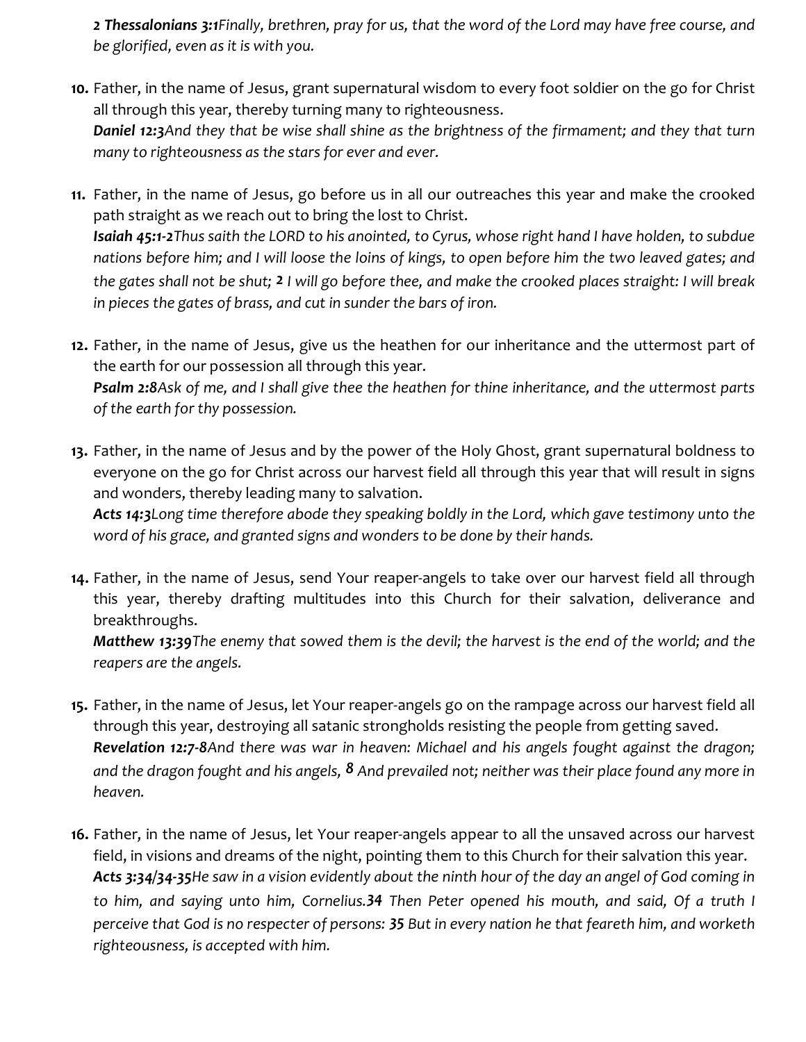***2 Thessalonians 3:1****Finally, brethren, pray for us, that the word of the Lord may have free course, and be glorified, even as it is with you.*

10. Father, in the name of Jesus, grant supernatural wisdom to every foot soldier on the go for Christ all through this year, thereby turning many to righteousness.
    ***Daniel 12:3****And they that be wise shall shine as the brightness of the firmament; and they that turn many to righteousness as the stars for ever and ever.*

11. Father, in the name of Jesus, go before us in all our outreaches this year and make the crooked path straight as we reach out to bring the lost to Christ.
    ***Isaiah 45:1-2****Thus saith the LORD to his anointed, to Cyrus, whose right hand I have holden, to subdue nations before him; and I will loose the loins of kings, to open before him the two leaved gates; and the gates shall not be shut;* **2** *I will go before thee, and make the crooked places straight: I will break in pieces the gates of brass, and cut in sunder the bars of iron.*

12. Father, in the name of Jesus, give us the heathen for our inheritance and the uttermost part of the earth for our possession all through this year.
    ***Psalm 2:8****Ask of me, and I shall give thee the heathen for thine inheritance, and the uttermost parts of the earth for thy possession.*

13. Father, in the name of Jesus and by the power of the Holy Ghost, grant supernatural boldness to everyone on the go for Christ across our harvest field all through this year that will result in signs and wonders, thereby leading many to salvation.
    ***Acts 14:3****Long time therefore abode they speaking boldly in the Lord, which gave testimony unto the word of his grace, and granted signs and wonders to be done by their hands.*

14. Father, in the name of Jesus, send Your reaper-angels to take over our harvest field all through this year, thereby drafting multitudes into this Church for their salvation, deliverance and breakthroughs.
    ***Matthew 13:39****The enemy that sowed them is the devil; the harvest is the end of the world; and the reapers are the angels.*

15. Father, in the name of Jesus, let Your reaper-angels go on the rampage across our harvest field all through this year, destroying all satanic strongholds resisting the people from getting saved.
    ***Revelation 12:7-8****And there was war in heaven: Michael and his angels fought against the dragon; and the dragon fought and his angels,* **8** *And prevailed not; neither was their place found any more in heaven.*

16. Father, in the name of Jesus, let Your reaper-angels appear to all the unsaved across our harvest field, in visions and dreams of the night, pointing them to this Church for their salvation this year.
    ***Acts 3:34/34-35****He saw in a vision evidently about the ninth hour of the day an angel of God coming in to him, and saying unto him, Cornelius.****34*** *Then Peter opened his mouth, and said, Of a truth I perceive that God is no respecter of persons:* ***35*** *But in every nation he that feareth him, and worketh righteousness, is accepted with him.*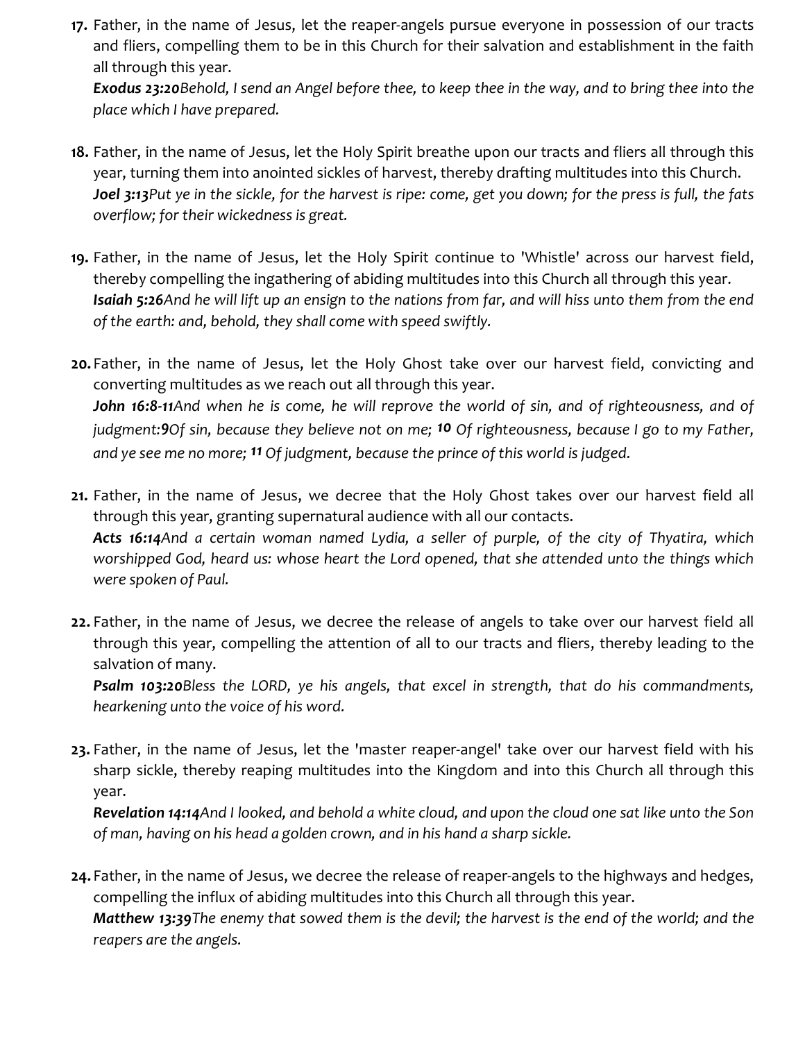17. Father, in the name of Jesus, let the reaper-angels pursue everyone in possession of our tracts and fliers, compelling them to be in this Church for their salvation and establishment in the faith all through this year.
    ***Exodus 23:20****Behold, I send an Angel before thee, to keep thee in the way, and to bring thee into the place which I have prepared.*

18. Father, in the name of Jesus, let the Holy Spirit breathe upon our tracts and fliers all through this year, turning them into anointed sickles of harvest, thereby drafting multitudes into this Church.
    ***Joel 3:13****Put ye in the sickle, for the harvest is ripe: come, get you down; for the press is full, the fats overflow; for their wickedness is great.*

19. Father, in the name of Jesus, let the Holy Spirit continue to 'Whistle' across our harvest field, thereby compelling the ingathering of abiding multitudes into this Church all through this year.
    ***Isaiah 5:26****And he will lift up an ensign to the nations from far, and will hiss unto them from the end of the earth: and, behold, they shall come with speed swiftly.*

20. Father, in the name of Jesus, let the Holy Ghost take over our harvest field, convicting and converting multitudes as we reach out all through this year.
    ***John 16:8-11****And when he is come, he will reprove the world of sin, and of righteousness, and of judgment:****9****Of sin, because they believe not on me;* ***10*** *Of righteousness, because I go to my Father, and ye see me no more;* ***11*** *Of judgment, because the prince of this world is judged.*

21. Father, in the name of Jesus, we decree that the Holy Ghost takes over our harvest field all through this year, granting supernatural audience with all our contacts.
    ***Acts 16:14****And a certain woman named Lydia, a seller of purple, of the city of Thyatira, which worshipped God, heard us: whose heart the Lord opened, that she attended unto the things which were spoken of Paul.*

22. Father, in the name of Jesus, we decree the release of angels to take over our harvest field all through this year, compelling the attention of all to our tracts and fliers, thereby leading to the salvation of many.
    ***Psalm 103:20****Bless the LORD, ye his angels, that excel in strength, that do his commandments, hearkening unto the voice of his word.*

23. Father, in the name of Jesus, let the 'master reaper-angel' take over our harvest field with his sharp sickle, thereby reaping multitudes into the Kingdom and into this Church all through this year.
    ***Revelation 14:14****And I looked, and behold a white cloud, and upon the cloud one sat like unto the Son of man, having on his head a golden crown, and in his hand a sharp sickle.*

24. Father, in the name of Jesus, we decree the release of reaper-angels to the highways and hedges, compelling the influx of abiding multitudes into this Church all through this year.
    ***Matthew 13:39****The enemy that sowed them is the devil; the harvest is the end of the world; and the reapers are the angels.*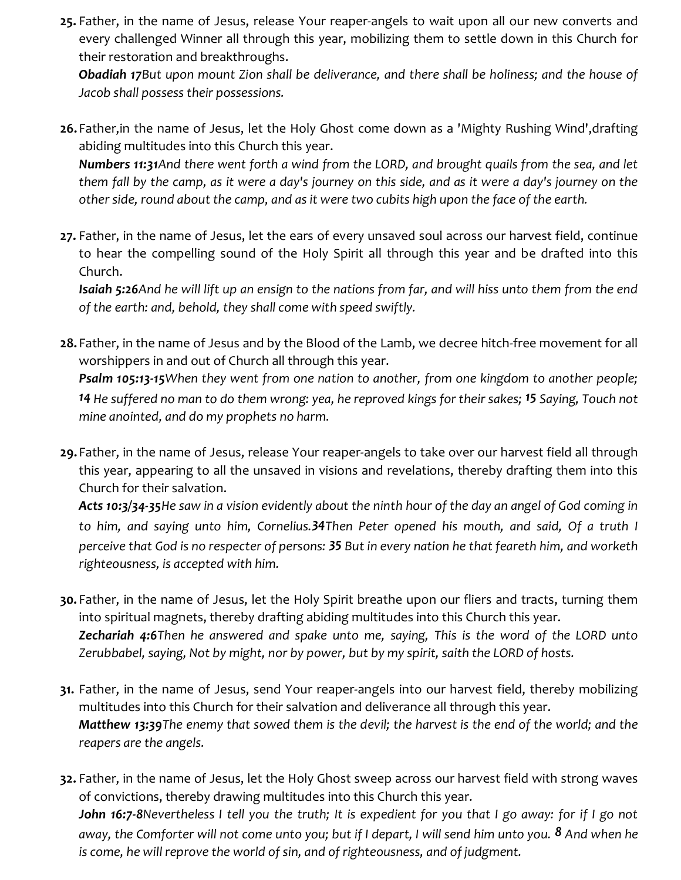**25.** Father, in the name of Jesus, release Your reaper-angels to wait upon all our new converts and every challenged Winner all through this year, mobilizing them to settle down in this Church for their restoration and breakthroughs.
***Obadiah 17****But upon mount Zion shall be deliverance, and there shall be holiness; and the house of Jacob shall possess their possessions.*

**26.** Father,in the name of Jesus, let the Holy Ghost come down as a 'Mighty Rushing Wind',drafting abiding multitudes into this Church this year.
***Numbers 11:31****And there went forth a wind from the LORD, and brought quails from the sea, and let them fall by the camp, as it were a day's journey on this side, and as it were a day's journey on the other side, round about the camp, and as it were two cubits high upon the face of the earth.*

**27.** Father, in the name of Jesus, let the ears of every unsaved soul across our harvest field, continue to hear the compelling sound of the Holy Spirit all through this year and be drafted into this Church.
***Isaiah 5:26****And he will lift up an ensign to the nations from far, and will hiss unto them from the end of the earth: and, behold, they shall come with speed swiftly.*

**28.** Father, in the name of Jesus and by the Blood of the Lamb, we decree hitch-free movement for all worshippers in and out of Church all through this year.
***Psalm 105:13-15****When they went from one nation to another, from one kingdom to another people;* ***14*** *He suffered no man to do them wrong: yea, he reproved kings for their sakes;* ***15*** *Saying, Touch not mine anointed, and do my prophets no harm.*

**29.** Father, in the name of Jesus, release Your reaper-angels to take over our harvest field all through this year, appearing to all the unsaved in visions and revelations, thereby drafting them into this Church for their salvation.
***Acts 10:3/34-35****He saw in a vision evidently about the ninth hour of the day an angel of God coming in to him, and saying unto him, Cornelius.****34****Then Peter opened his mouth, and said, Of a truth I perceive that God is no respecter of persons:* ***35*** *But in every nation he that feareth him, and worketh righteousness, is accepted with him.*

**30.** Father, in the name of Jesus, let the Holy Spirit breathe upon our fliers and tracts, turning them into spiritual magnets, thereby drafting abiding multitudes into this Church this year.
***Zechariah 4:6****Then he answered and spake unto me, saying, This is the word of the LORD unto Zerubbabel, saying, Not by might, nor by power, but by my spirit, saith the LORD of hosts.*

**31.** Father, in the name of Jesus, send Your reaper-angels into our harvest field, thereby mobilizing multitudes into this Church for their salvation and deliverance all through this year.
***Matthew 13:39****The enemy that sowed them is the devil; the harvest is the end of the world; and the reapers are the angels.*

**32.** Father, in the name of Jesus, let the Holy Ghost sweep across our harvest field with strong waves of convictions, thereby drawing multitudes into this Church this year.
***John 16:7-8****Nevertheless I tell you the truth; It is expedient for you that I go away: for if I go not away, the Comforter will not come unto you; but if I depart, I will send him unto you.* ***8*** *And when he is come, he will reprove the world of sin, and of righteousness, and of judgment.*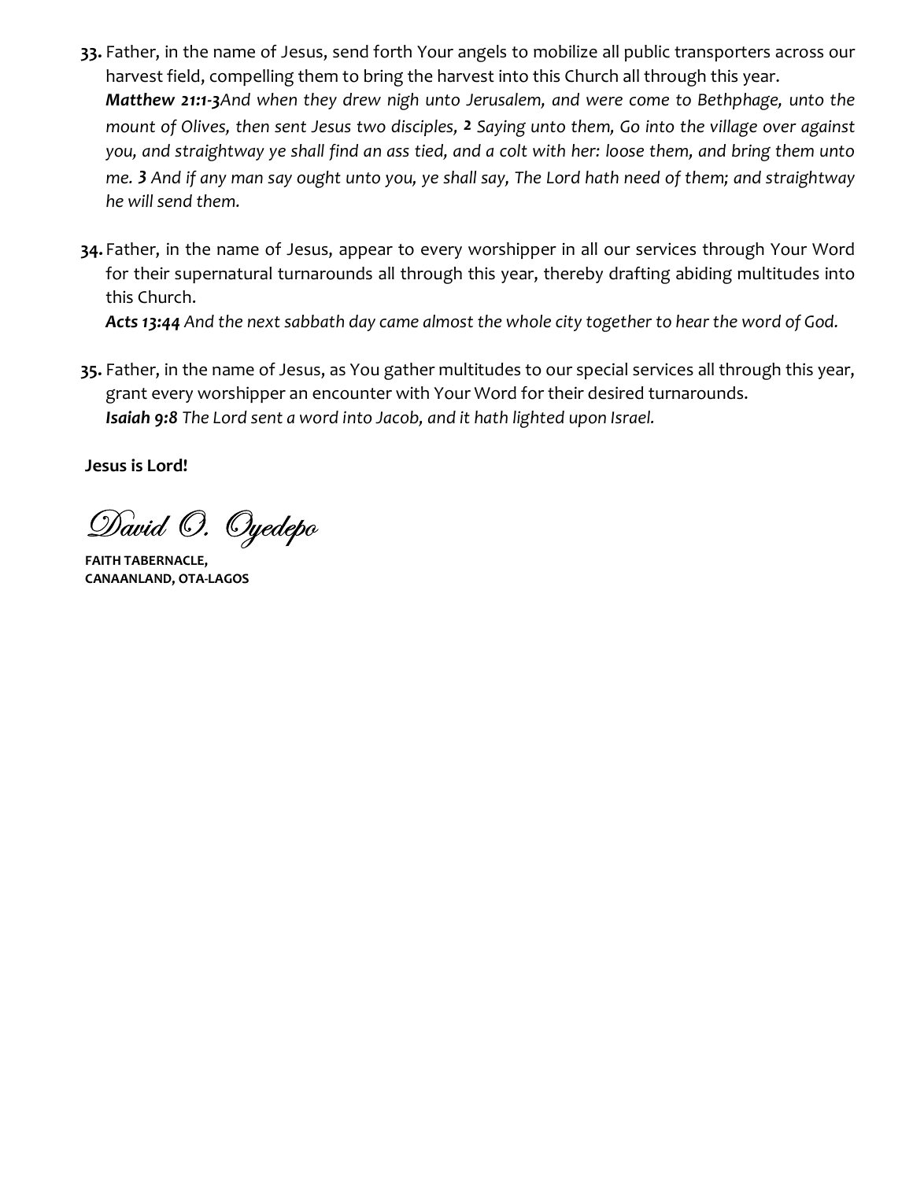33. Father, in the name of Jesus, send forth Your angels to mobilize all public transporters across our harvest field, compelling them to bring the harvest into this Church all through this year.
    ***Matthew 21:1-3****And when they drew nigh unto Jerusalem, and were come to Bethphage, unto the mount of Olives, then sent Jesus two disciples,* **2** *Saying unto them, Go into the village over against you, and straightway ye shall find an ass tied, and a colt with her: loose them, and bring them unto me.* ***3*** *And if any man say ought unto you, ye shall say, The Lord hath need of them; and straightway he will send them.*

34. Father, in the name of Jesus, appear to every worshipper in all our services through Your Word for their supernatural turnarounds all through this year, thereby drafting abiding multitudes into this Church.
    ***Acts 13:44*** *And the next sabbath day came almost the whole city together to hear the word of God.*

35. Father, in the name of Jesus, as You gather multitudes to our special services all through this year, grant every worshipper an encounter with Your Word for their desired turnarounds.
    ***Isaiah 9:8*** *The Lord sent a word into Jacob, and it hath lighted upon Israel.*

**Jesus is Lord!**

*David O. Oyedepo*

**FAITH TABERNACLE,**
**CANAANLAND, OTA-LAGOS**